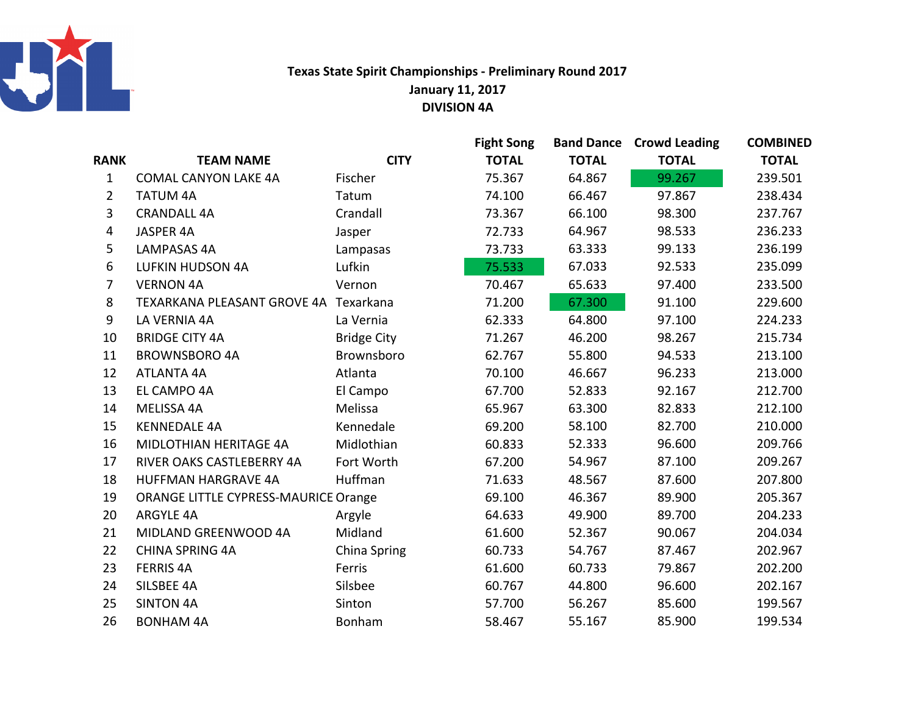# Texas State Spirit Championships - Preliminary Round 2017

**January 11, 2017**

**DIVISION 4A**

| RANK | TEAM NAME | CITY | Fight Song TOTAL | Band Dance TOTAL | Crowd Leading TOTAL | COMBINED TOTAL |
|---|---|---|---|---|---|---|
| 1 | COMAL CANYON LAKE 4A | Fischer | 75.367 | 64.867 | 99.267 | 239.501 |
| 2 | TATUM 4A | Tatum | 74.100 | 66.467 | 97.867 | 238.434 |
| 3 | CRANDALL 4A | Crandall | 73.367 | 66.100 | 98.300 | 237.767 |
| 4 | JASPER 4A | Jasper | 72.733 | 64.967 | 98.533 | 236.233 |
| 5 | LAMPASAS 4A | Lampasas | 73.733 | 63.333 | 99.133 | 236.199 |
| 6 | LUFKIN HUDSON 4A | Lufkin | 75.533 | 67.033 | 92.533 | 235.099 |
| 7 | VERNON 4A | Vernon | 70.467 | 65.633 | 97.400 | 233.500 |
| 8 | TEXARKANA PLEASANT GROVE 4A | Texarkana | 71.200 | 67.300 | 91.100 | 229.600 |
| 9 | LA VERNIA 4A | La Vernia | 62.333 | 64.800 | 97.100 | 224.233 |
| 10 | BRIDGE CITY 4A | Bridge City | 71.267 | 46.200 | 98.267 | 215.734 |
| 11 | BROWNSBORO 4A | Brownsboro | 62.767 | 55.800 | 94.533 | 213.100 |
| 12 | ATLANTA 4A | Atlanta | 70.100 | 46.667 | 96.233 | 213.000 |
| 13 | EL CAMPO 4A | El Campo | 67.700 | 52.833 | 92.167 | 212.700 |
| 14 | MELISSA 4A | Melissa | 65.967 | 63.300 | 82.833 | 212.100 |
| 15 | KENNEDALE 4A | Kennedale | 69.200 | 58.100 | 82.700 | 210.000 |
| 16 | MIDLOTHIAN HERITAGE 4A | Midlothian | 60.833 | 52.333 | 96.600 | 209.766 |
| 17 | RIVER OAKS CASTLEBERRY 4A | Fort Worth | 67.200 | 54.967 | 87.100 | 209.267 |
| 18 | HUFFMAN HARGRAVE 4A | Huffman | 71.633 | 48.567 | 87.600 | 207.800 |
| 19 | ORANGE LITTLE CYPRESS-MAURICE | Orange | 69.100 | 46.367 | 89.900 | 205.367 |
| 20 | ARGYLE 4A | Argyle | 64.633 | 49.900 | 89.700 | 204.233 |
| 21 | MIDLAND GREENWOOD 4A | Midland | 61.600 | 52.367 | 90.067 | 204.034 |
| 22 | CHINA SPRING 4A | China Spring | 60.733 | 54.767 | 87.467 | 202.967 |
| 23 | FERRIS 4A | Ferris | 61.600 | 60.733 | 79.867 | 202.200 |
| 24 | SILSBEE 4A | Silsbee | 60.767 | 44.800 | 96.600 | 202.167 |
| 25 | SINTON 4A | Sinton | 57.700 | 56.267 | 85.600 | 199.567 |
| 26 | BONHAM 4A | Bonham | 58.467 | 55.167 | 85.900 | 199.534 |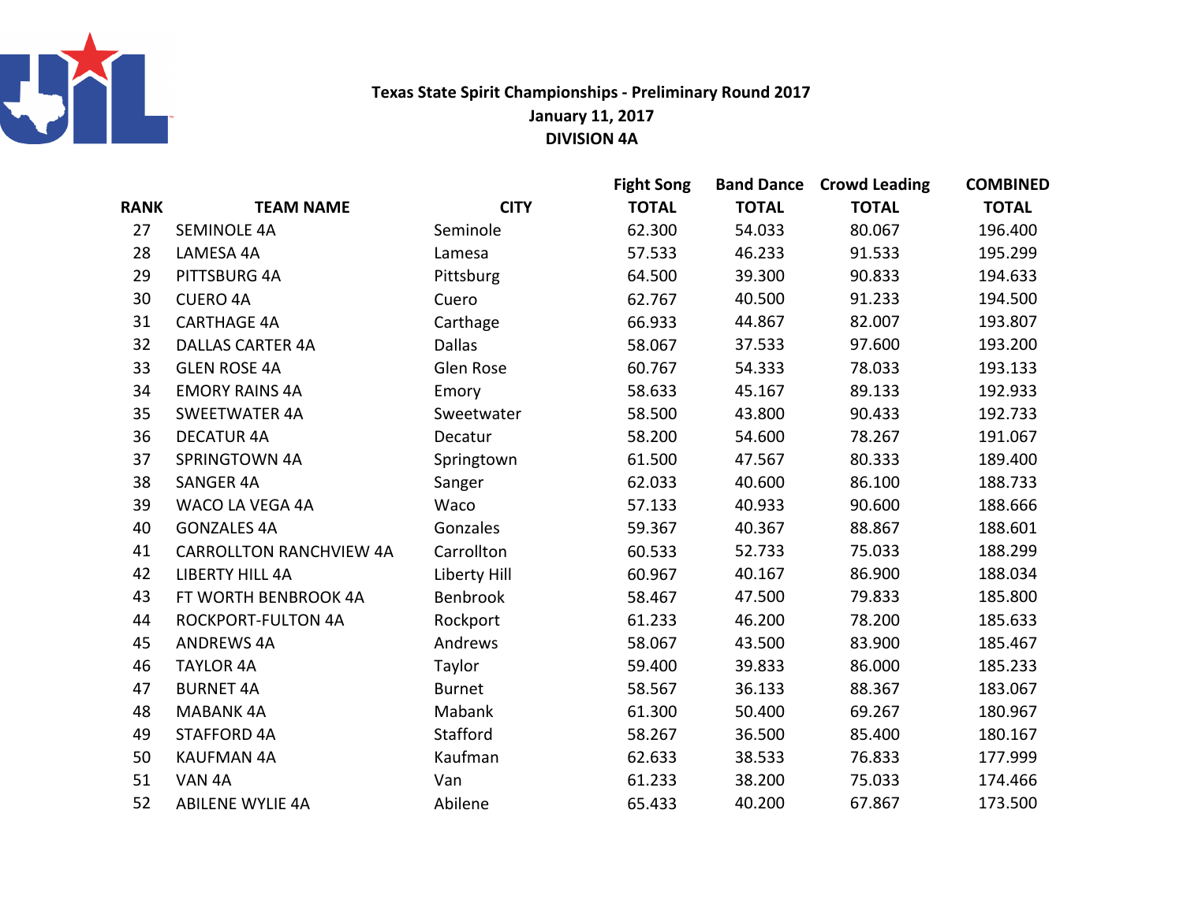# Texas State Spirit Championships - Preliminary Round 2017

**January 11, 2017**

**DIVISION 4A**

| RANK | TEAM NAME | CITY | Fight Song TOTAL | Band Dance TOTAL | Crowd Leading TOTAL | COMBINED TOTAL |
|---|---|---|---|---|---|---|
| 27 | SEMINOLE 4A | Seminole | 62.300 | 54.033 | 80.067 | 196.400 |
| 28 | LAMESA 4A | Lamesa | 57.533 | 46.233 | 91.533 | 195.299 |
| 29 | PITTSBURG 4A | Pittsburg | 64.500 | 39.300 | 90.833 | 194.633 |
| 30 | CUERO 4A | Cuero | 62.767 | 40.500 | 91.233 | 194.500 |
| 31 | CARTHAGE 4A | Carthage | 66.933 | 44.867 | 82.007 | 193.807 |
| 32 | DALLAS CARTER 4A | Dallas | 58.067 | 37.533 | 97.600 | 193.200 |
| 33 | GLEN ROSE 4A | Glen Rose | 60.767 | 54.333 | 78.033 | 193.133 |
| 34 | EMORY RAINS 4A | Emory | 58.633 | 45.167 | 89.133 | 192.933 |
| 35 | SWEETWATER 4A | Sweetwater | 58.500 | 43.800 | 90.433 | 192.733 |
| 36 | DECATUR 4A | Decatur | 58.200 | 54.600 | 78.267 | 191.067 |
| 37 | SPRINGTOWN 4A | Springtown | 61.500 | 47.567 | 80.333 | 189.400 |
| 38 | SANGER 4A | Sanger | 62.033 | 40.600 | 86.100 | 188.733 |
| 39 | WACO LA VEGA 4A | Waco | 57.133 | 40.933 | 90.600 | 188.666 |
| 40 | GONZALES 4A | Gonzales | 59.367 | 40.367 | 88.867 | 188.601 |
| 41 | CARROLLTON RANCHVIEW 4A | Carrollton | 60.533 | 52.733 | 75.033 | 188.299 |
| 42 | LIBERTY HILL 4A | Liberty Hill | 60.967 | 40.167 | 86.900 | 188.034 |
| 43 | FT WORTH BENBROOK 4A | Benbrook | 58.467 | 47.500 | 79.833 | 185.800 |
| 44 | ROCKPORT-FULTON 4A | Rockport | 61.233 | 46.200 | 78.200 | 185.633 |
| 45 | ANDREWS 4A | Andrews | 58.067 | 43.500 | 83.900 | 185.467 |
| 46 | TAYLOR 4A | Taylor | 59.400 | 39.833 | 86.000 | 185.233 |
| 47 | BURNET 4A | Burnet | 58.567 | 36.133 | 88.367 | 183.067 |
| 48 | MABANK 4A | Mabank | 61.300 | 50.400 | 69.267 | 180.967 |
| 49 | STAFFORD 4A | Stafford | 58.267 | 36.500 | 85.400 | 180.167 |
| 50 | KAUFMAN 4A | Kaufman | 62.633 | 38.533 | 76.833 | 177.999 |
| 51 | VAN 4A | Van | 61.233 | 38.200 | 75.033 | 174.466 |
| 52 | ABILENE WYLIE 4A | Abilene | 65.433 | 40.200 | 67.867 | 173.500 |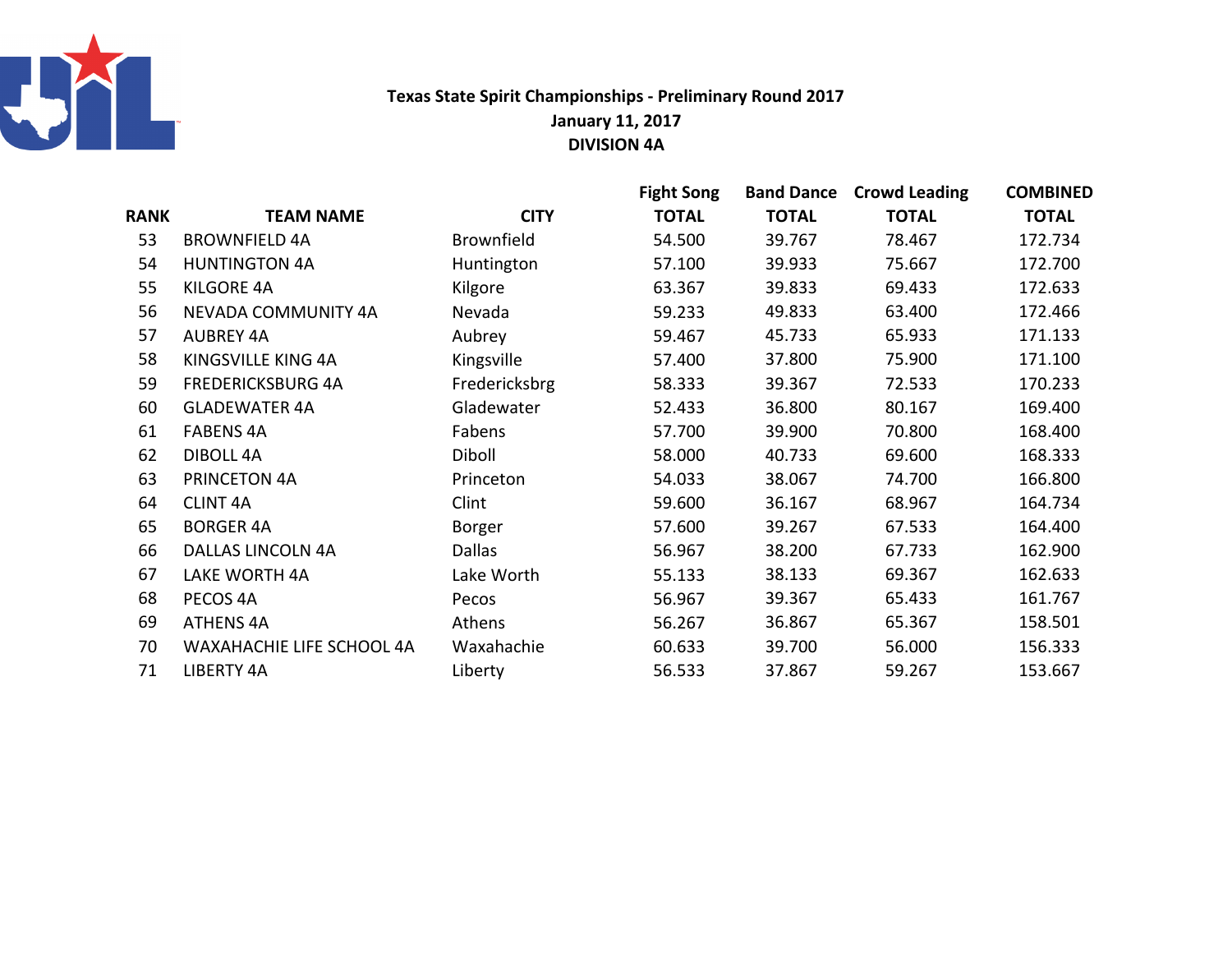**Texas State Spirit Championships - Preliminary Round 2017**
**January 11, 2017**
**DIVISION 4A**

| RANK | TEAM NAME | CITY | Fight Song TOTAL | Band Dance TOTAL | Crowd Leading TOTAL | COMBINED TOTAL |
|---|---|---|---|---|---|---|
| 53 | BROWNFIELD 4A | Brownfield | 54.500 | 39.767 | 78.467 | 172.734 |
| 54 | HUNTINGTON 4A | Huntington | 57.100 | 39.933 | 75.667 | 172.700 |
| 55 | KILGORE 4A | Kilgore | 63.367 | 39.833 | 69.433 | 172.633 |
| 56 | NEVADA COMMUNITY 4A | Nevada | 59.233 | 49.833 | 63.400 | 172.466 |
| 57 | AUBREY 4A | Aubrey | 59.467 | 45.733 | 65.933 | 171.133 |
| 58 | KINGSVILLE KING 4A | Kingsville | 57.400 | 37.800 | 75.900 | 171.100 |
| 59 | FREDERICKSBURG 4A | Fredericksbrg | 58.333 | 39.367 | 72.533 | 170.233 |
| 60 | GLADEWATER 4A | Gladewater | 52.433 | 36.800 | 80.167 | 169.400 |
| 61 | FABENS 4A | Fabens | 57.700 | 39.900 | 70.800 | 168.400 |
| 62 | DIBOLL 4A | Diboll | 58.000 | 40.733 | 69.600 | 168.333 |
| 63 | PRINCETON 4A | Princeton | 54.033 | 38.067 | 74.700 | 166.800 |
| 64 | CLINT 4A | Clint | 59.600 | 36.167 | 68.967 | 164.734 |
| 65 | BORGER 4A | Borger | 57.600 | 39.267 | 67.533 | 164.400 |
| 66 | DALLAS LINCOLN 4A | Dallas | 56.967 | 38.200 | 67.733 | 162.900 |
| 67 | LAKE WORTH 4A | Lake Worth | 55.133 | 38.133 | 69.367 | 162.633 |
| 68 | PECOS 4A | Pecos | 56.967 | 39.367 | 65.433 | 161.767 |
| 69 | ATHENS 4A | Athens | 56.267 | 36.867 | 65.367 | 158.501 |
| 70 | WAXAHACHIE LIFE SCHOOL 4A | Waxahachie | 60.633 | 39.700 | 56.000 | 156.333 |
| 71 | LIBERTY 4A | Liberty | 56.533 | 37.867 | 59.267 | 153.667 |